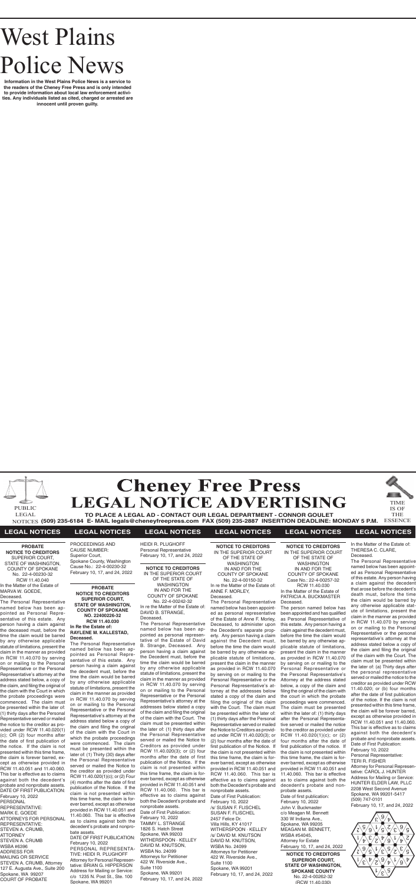# West Plains Police News

**Information in the West Plains Police News is a service to the readers of the Cheney Free Press and is only intended to provide information about local law enforcement activities. Any individuals listed as cited, charged or arrested are innocent until proven guilty.**

# Cheney Free Press LEGAL NOTICE ADVERTISING

PUBLIC LEGAL NOTICES

TIME IS OF THE ESSENCE

**TO PLACE A LEGAL AD - CONTACT OUR LEGAL DEPARTMENT - CONNOR GOULET**
**(509) 235-6184 E- MAIL legals@cheneyfreepress.com FAX (509) 235-2887 INSERTION DEADLINE: MONDAY 5 P.M.**

## LEGAL NOTICES

**PROBATE**
**NOTICE TO CREDITORS**
SUPERIOR COURT, STATE OF WASHINGTON, COUNTY OF SPOKANE
No. 22-4-00230-32
RCW 11.40.040
In the Matter of the Estate of MARVA W. GOEDE, Deceased.

The Personal Representative named below has been appointed as Personal Representative of this estate. Any person having a claim against the deceased must, before the time the claim would be barred by any otherwise applicable statute of limitations, present the claim in the manner as provided in RCW 11.40.070 by serving on or mailing to the Personal Representative or the Personal Representative's attorney at the address stated below, a copy of the claim, and filing the original of the claim with the Court in which the probate proceedings were commenced. The claim must be presented within the later of: (1) thirty (30) days after the Personal Representative served or mailed the notice to the creditor as provided under RCW 11.40.020(1)(c); OR (2) four months after the date of first publication of the notice. If the claim is not presented within this time frame, the claim is forever barred, except as otherwise provided in RCW 11.40.051 and 11.40.060. This bar is effective as to claims against both the decedent's probate and nonprobate assets.
DATE OF FIRST PUBLICATION: February 10, 2022
PERSONAL REPRESENTATIVE: MARK E. GOEDE
ATTORNEYS FOR PERSONAL REPRESENTATIVE: STEVEN A. CRUMB, ATTORNEY
STEVEN A. CRUMB
WSBA #6396
ADDRESS FOR MAILING OR SERVICE
STEVEN A. CRUMB, Attorney
127 E. Augusta Ave., Suite 200
Spokane, WA 99207
COURT OF PROBATE PROCEEDINGS AND CAUSE NUMBER:
Superior Court, Spokane County, Washington
Cause No.: 22-4-00230-32
February 10, 17, and 24, 2022

**PROBATE**
**NOTICE TO CREDITORS**
**SUPERIOR COURT, STATE OF WASHINGTON, COUNTY OF SPOKANE**
**NO. 22400226-32**
**RCW 11.40.030**
**In Re the Estate of: RAYLENE M. KALLESTAD, Deceased.**

The Personal Representative named below has been appointed as Personal Representative of this estate. Any person having a claim against the decedent must, before the time the claim would be barred by any otherwise applicable statute of limitations, present the claim in the manner as provided in RCW 11.40.070 by serving on or mailing to the Personal Representative or the Personal Representative's attorney at the address stated below a copy of the claim and filing the original of the claim with the Court in which the probate proceedings were commenced. The claim must be presented within the later of: (1) Thirty (30) days after the Personal Representative served or mailed the Notice to the creditor as provided under RCW 11.40.020(1)(c); or (2) Four (4) months after the date of first publication of the Notice. If the claim is not presented within this time frame, the claim is forever barred, except as otherwise provided in RCW 11.40.051 and 11.40.060. This bar is effective as to claims against both the decedent's probate and nonprobate assets.
DATE OF FIRST PUBLICATION: February 10, 2022
PERSONAL REPRESENTATIVE: BRIAN G. HIPPERSON
Attorney for Personal Representative: HEIDI R. PLUGHOFF
Address for Mailing or Service: c/o 1235 N. Post St., Ste. 100 Spokane, WA 99201
HEIDI R. PLUGHOFF
Personal Representative
February 10, 17, and 24, 2022

**NOTICE TO CREDITORS**
IN THE SUPERIOR COURT OF THE STATE OF WASHINGTON IN AND FOR THE COUNTY OF SPOKANE
No. 22-4-00242-32
In re the Matter of the Estate of: DAVID B. STRANGE, Deceased.

The Personal Representative named below has been appointed as personal representative of the Estate of David B. Strange, Deceased. Any person having a claim against the Decedent must, before the time the claim would be barred by any otherwise applicable statute of limitations, present the claim in the manner as provided in RCW 11.40.070 by serving on or mailing to the Personal Representative or the Personal Representative's attorney at the addresses below stated a copy of the claim and filing the original of the claim with the Court. The claim must be presented within the later of: (1) thirty days after the Personal Representative served or mailed the Notice to Creditors as provided under RCW 11.40.020(3); or (2) four months after the date of first publication of the Notice. If the claim is not presented within this time frame, the claim is forever barred, except as otherwise provided in RCW 11.40.051 and RCW 11.40.060. This bar is effective as to claims against both the Decedent's probate and nonprobate assets.
Date of First Publication: February 10, 2022
TAMMY L. STRANGE
1826 S. Hatch Street
Spokane, WA 99203
WITHERSPOON · KELLEY
DAVID M. KNUTSON, WSBA No. 24099
Attorneys for Petitioner
422 W. Riverside Ave., Suite 1100
Spokane, WA 99201
February 10, 17, and 24, 2022

**NOTICE TO CREDITORS**
IN THE SUPERIOR COURT OF THE STATE OF WASHINGTON IN AND FOR THE COUNTY OF SPOKANE
No. 22-4-00150-32
In re the Matter of the Estate of: ANNE F. MORLEY, Deceased.

The Personal Representative named below has been appointed as personal representative of the Estate of Anne F. Morley, Deceased, to administer upon the Decedent's separate property. Any person having a claim against the Decedent must, before the time the claim would be barred by any otherwise applicable statute of limitations, present the claim in the manner as provided in RCW 11.40.070 by serving on or mailing to the Personal Representative or the Personal Representative's attorney at the addresses below stated a copy of the claim and filing the original of the claim with the Court. The claim must be presented within the later of: (1) thirty days after the Personal Representative served or mailed the Notice to Creditors as provided under RCW 11.40.020(3); or (2) four months after the date of first publication of the Notice. If the claim is not presented within this time frame, the claim is forever barred, except as otherwise provided in RCW 11.40.051 and RCW 11.40.060. This bar is effective as to claims against both the Decedent's probate and nonprobate assets.
Date of First Publication: February 10, 2022
/s/ SUSAN F. FLISCHEL
SUSAN F. FLISCHEL
2457 Felice Dr.
Villa Hills, KY 41017
WITHERSPOON · KELLEY
/s/ DAVID M. KNUTSON
DAVID M. KNUTSON, WSBA No. 24099
Attorneys for Petitioner
422 W. Riverside Ave., Suite 1100
Spokane, WA 99201
February 10, 17, and 24, 2022

**NOTICE TO CREDITORS**
IN THE SUPERIOR COURT OF THE STATE OF WASHINGTON IN AND FOR THE COUNTY OF SPOKANE
Case No.: 22-4-00257-32
RCW 11.40.030
In the Matter of the Estate of PATRICIA A. BUCKMASTER Deceased.

The person named below has been appointed and has qualified as Personal Representative of this estate. Any person having a claim against the decedent must, before the time the claim would be barred by any otherwise applicable statute of limitations, present the claim in the manner as provided in RCW 11.40.070 by serving on or mailing to the Personal Representative or the Personal Representative's Attorney at the address stated below, a copy of the claim and filing the original of the claim with the court in which the probate proceedings were commenced. The claim must be presented within the later of: (1) thirty days after the Personal Representative served or mailed the notice to the creditor as provided under RCW 11.40.020(1)(c); or (2) four months after the date of first publication of the notice. If the claim is not presented within this time frame, the claim is forever barred, except as otherwise provided in RCW 11.40.051 and 11.40.060. This bar is effective as to claims against both the decedent's probate and nonprobate assets.
Date of first publication: February 10, 2022
John V. Buckmaster
c/o Meagan M. Bennett
330 W Indiana Ave., Spokane, WA 99205
MEAGAN M. BENNETT, WSBA #54045, Attorney for Estate
February 10, 17, and 24, 2022

**NOTICE TO CREDITORS**
**SUPERIOR COURT, STATE OF WASHINGTON, SPOKANE COUNTY**
No. 22-4-00262-32
(RCW 11.40.030)
In the Matter of the Estate of: THERESA C. CLARE, Deceased.

The Personal Representative named below has been appointed as Personal Representative of this estate. Any person having a claim against the decedent that arose before the decedent's death must, before the time the claim would be barred by any otherwise applicable statute of limitations, present the claim in the manner as provided in RCW 11.40.070 by serving on or mailing to the personal representative or the personal representative's attorney at the address stated below a copy of the claim and filing the original of the claim with the Court. The claim must be presented within the later of: (a) Thirty days after the personal representative served or mailed the notice to the creditor as provided under RCW 11.40.020; or (b) four months after the date of first publication of the notice. If the claim is not presented within this time frame, the claim will be forever barred, except as otherwise provided in RCW 11.40.051 and 11.40.060. This bar is effective as to claims against both the decedent's probate and nonprobate assets.
Date of First Publication: February 10, 2022
Personal Representative: TERI R. FISHER
Attorney for Personal Representative: CAROL J. HUNTER
Address for Mailing or Service: HUNTER ELDER LAW, PLLC
2208 West Second Avenue
Spokane, WA 99201-5417
(509) 747-0101
February 10, 17, and 24, 2022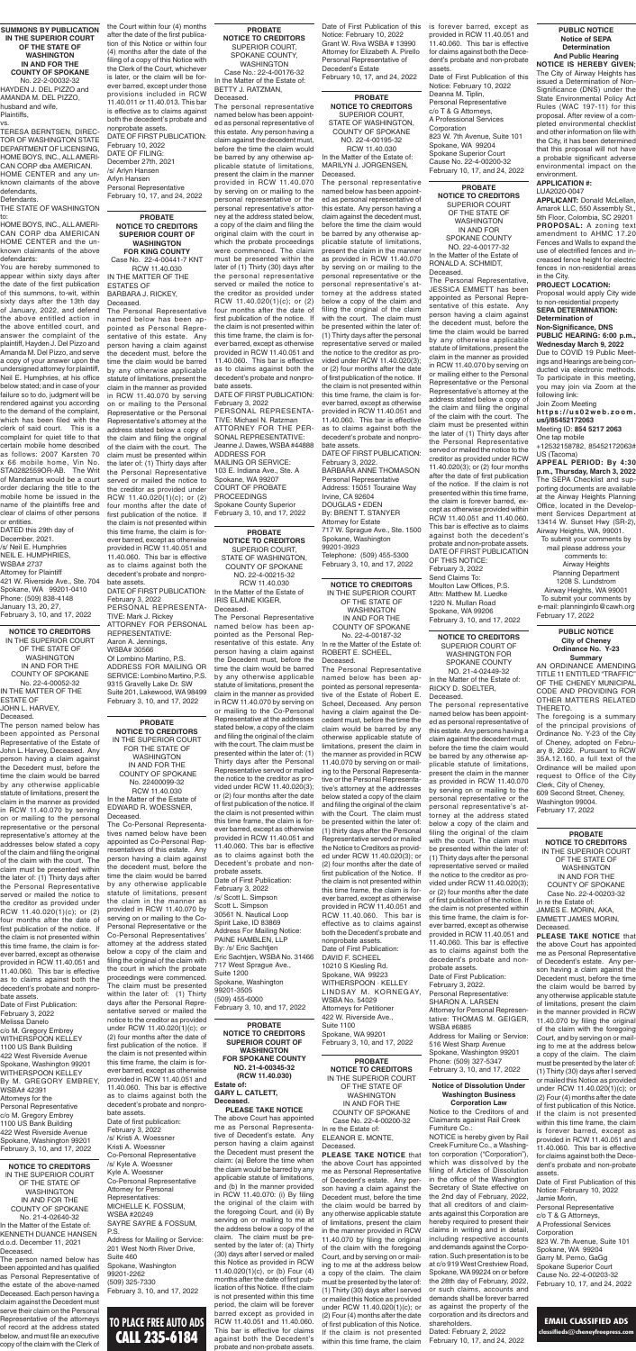**SUMMONS BY PUBLICATION IN THE SUPERIOR COURT OF THE STATE OF WASHINGTON IN AND FOR THE COUNTY OF SPOKANE**

No. 22-2-00032-32

HAYDEN J. DEL PIZZO and AMANDA M. DEL PIZZO, husband and wife,
Plaintiffs,
vs.
TERESA BERNTSEN, DIRECTOR OF WASHINGTON STATE DEPARTMENT OF LICENSING, HOME BOYS, INC., ALL AMERICAN CORP dba AMERICAN HOME CENTER and any unknown claimants of the above defendants,
Defendants.

THE STATE OF WASHINGTON to:
HOME BOYS, INC., ALL AMERICAN CORP dba AMERICAN HOME CENTER and the unknown claimants of the above defendants:

You are hereby summoned to appear within sixty days after the date of the first publication of this summons, to-wit, within sixty days after the 13th day of January, 2022, and defend the above entitled action in the above entitled court, and answer the complaint of the plaintiff, Hayden J. Del Pizzo and Amanda M. Del Pizzo, and serve a copy of your answer upon the undersigned attorney for plaintiff, Neil E. Humphries, at his office below stated; and in case of your failure so to do, judgment will be rendered against you according to the demand of the complaint, which has been filed with the clerk of said court. This is a complaint for quiet title to that certain mobile home described as follows: 2007 Karsten 70 x 66 mobile home, Vin No. STA0282559OR-AB. The Writ of Mandamus would be a court order declaring the title to the mobile home be issued in the name of the plaintiffs free and clear of claims of other persons or entities.

DATED this 29th day of December, 2021.
/s/ Neil E. Humphries
NEIL E. HUMPHRIES, WSBA# 2737
Attorney for Plaintiff
421 W. Riverside Ave., Ste. 704
Spokane, WA 99201-0410
Phone: (509) 838-4148
January 13, 20, 27, February 3, 10, and 17, 2022

---

**NOTICE TO CREDITORS IN THE SUPERIOR COURT OF THE STATE OF WASHINGTON IN AND FOR THE COUNTY OF SPOKANE**

No. 22-4-00052-32

IN THE MATTER OF THE ESTATE OF JOHN L. HARVEY, Deceased.

The person named below has been appointed as Personal Representative of the Estate of John L. Harvey, Deceased. Any person having a claim against the Decedent must, before the time the claim would be barred by any otherwise applicable statute of limitations, present the claim in the manner as provided in RCW 11.40.070 by serving on or mailing to the personal representative or the personal representative's attorney at the addresses below stated a copy of the claim and filing the original of the claim with the court. The claim must be presented within the later of: (1) Thirty days after the Personal Representative served or mailed the notice to the creditor as provided under RCW 11.40.020(1)(c); or (2) four months after the date of first publication of the notice. If the claim is not presented within this time frame, the claim is forever barred, except as otherwise provided in RCW 11.40.051 and 11.40.060. This bar is effective as to claims against both the decedent's probate and nonprobate assets.

Date of First Publication: February 3, 2022
Melissa Danelo
c/o M. Gregory Embrey
WITHERSPOON KELLEY
1100 US Bank Building
422 West Riverside Avenue
Spokane, Washington 99201
WITHERSPOON KELLEY
By M. GREGORY EMBREY, WSBA# 42391
Attorneys for the Personal Representative
c/o M. Gregory Embrey
1100 US Bank Building
422 West Riverside Avenue
Spokane, Washington 99201
February 3, 10, and 17, 2022

---

**NOTICE TO CREDITORS IN THE SUPERIOR COURT OF THE STATE OF WASHINGTON IN AND FOR THE COUNTY OF SPOKANE**

No. 21-4-02640-32

In the Matter of the Estate of KENNETH DUANCE HANSEN d.o.d. December 11, 2021 Deceased.

The person named below has been appointed and has qualified as Personal Representative of the estate of the above-named Deceased. Each person having a claim against the Decedent must serve their claim on the Personal Representative of the attorneys of record at the address stated below, and must file an executive copy of the claim with the Clerk of the Court within four (4) months after the date of the first publication of this Notice or within four (4) months after the date of the filing of a copy of this Notice with the Clerk of the Court, whichever is later, or the claim will be forever barred, except under those provisions included in RCW 11.40.011 or 11.40.013. This bar is effective as to claims against both the decedent's probate and nonprobate assets.

DATE OF FIRST PUBLICATION: February 10, 2022
DATE OF FILING: December 27th, 2021
/s/ Arlyn Hansen
Arlyn Hansen
Personal Representative
February 10, 17, and 24, 2022

---

**PROBATE NOTICE TO CREDITORS SUPERIOR COURT OF WASHINGTON FOR KING COUNTY**

Case No. 22-4-00441-7 KNT
RCW 11.40.030

IN THE MATTER OF THE ESTATES OF BARBARA J. RICKEY, Deceased.

The Personal Representative named below has been appointed as Personal Representative of this estate. Any person having a claim against the decedent must, before the time the claim would be barred by any otherwise applicable statute of limitations, present the claim in the manner as provided in RCW 11.40.070 by serving on or mailing to the Personal Representative or the Personal Representative's attorney at the address stated below a copy of the claim and filing the original of the claim with the court. The claim must be presented within the later of: (1) Thirty days after the Personal Representative served or mailed the notice to the creditor as provided under RCW 11.40.020(1)(c); or (2) four months after the date of first publication of the notice. If the claim is not presented within this time frame, the claim is forever barred, except as otherwise provided in RCW 11.40.051 and 11.40.060. This bar is effective as to claims against both the decedent's probate and nonprobate assets.

DATE OF FIRST PUBLICATION: February 3, 2022
PERSONAL REPRESENTATIVE: Mary J. Rickey
ATTORNEY FOR PERSONAL REPRESENTATIVE: Aaron A. Jennings, WSBA# 30566
Of Lombino Martino, P.S.
ADDRESS FOR MAILING OR SERVICE: Lombino Martino, P.S. 9315 Gravelly Lake Dr. SW Suite 201, Lakewood, WA 98499
February 3, 10, and 17, 2022

---

**PROBATE NOTICE TO CREDITORS IN THE SUPERIOR COURT FOR THE STATE OF WASHINGTON IN AND FOR THE COUNTY OF SPOKANE**

No. 2240099-32
RCW 11.40.030

In the Matter of the Estate of EDWARD R. WOESSNER, Deceased.

The Co-Personal Representatives named below have been appointed as Co-Personal Representatives of this estate. Any person having a claim against the decedent must, before the time the claim would be barred by any otherwise applicable statute of limitations, present the claim in the manner as provided in RCW 11.40.070 by serving on or mailing to the Co-Personal Representatives or the Co-Personal Representatives' attorney at the address stated below a copy of the claim and filing the original of the claim with the court in which the probate proceedings were commenced. The claim must be presented within the later of: (1) Thirty days after the Personal Representative served or mailed the notice to the creditor as provided under RCW 11.40.020(1)(c); or (2) four months after the date of first publication of the notice. If the claim is not presented within this time frame, the claim is forever barred, except as otherwise provided in RCW 11.40.051 and 11.40.060. This bar is effective as to claims against both the decedent's probate and nonprobate assets.

Date of first publication: February 3, 2022
/s/ Kristi A. Woessner
Kristi A. Woessner
Co-Personal Representative
/s/ Kyle A. Woessner
Kyle A. Woessner
Co-Personal Representative
Attorney for Personal Representatives:
MICHELLE K. FOSSUM, WSBA #20249
SAYRE SAYRE & FOSSUM, P.S.
Address for Mailing or Service: 201 West North River Drive, Suite 460
Spokane, Washington 99201-2262
(509) 325-7330
February 3, 10, and 17, 2022

**TO PLACE FREE AUTO ADS CALL 235-6184**

---

**PROBATE NOTICE TO CREDITORS SUPERIOR COURT, SPOKANE COUNTY, WASHINGTON**

Case No.: 22-4-00176-32

In the Matter of the Estate of: BETTY J. RATZMAN, Deceased.

The personal representative named below has been appointed as personal representative of this estate. Any person having a claim against the decedent must, before the time the claim would be barred by any otherwise applicable statute of limitations, present the claim in the manner provided in RCW 11.40.070 by serving on or mailing to the personal representative or the personal representative's attorney at the address stated below, a copy of the claim and filing the original claim with the court in which the probate proceedings were commenced. The claim must be presented within the later of (1) Thirty (30) days after the personal representative served or mailed the notice to the creditor as provided under RCW 11.40.020(1)(c); or (2) four months after the date of first publication of the notice. If the claim is not presented within this time frame, the claim is forever barred, except as otherwise provided in RCW 11.40.051 and 11.40.060. This bar is effective as to claims against both the decedent's probate and nonprobate assets.

DATE OF FIRST PUBLICATION: February 3, 2022
PERSONAL REPRESENTATIVE: Michael N. Ratzman
ATTORNEY FOR THE PERSONAL REPRESENTATIVE: Jeanne J. Dawes, WSBA #44888
ADDRESS FOR MAILING OR SERVICE: 103 E. Indiana Ave., Ste. A Spokane, WA 99207
COURT OF PROBATE PROCEEDINGS
Spokane County Superior
February 3, 10, and 17, 2022

---

**PROBATE NOTICE TO CREDITORS SUPERIOR COURT, STATE OF WASHINGTON, COUNTY OF SPOKANE**

NO. 22-4-00215-32
RCW 11.40.030

In the Matter of the Estate of IRIS ELAINE KIGER, Deceased.

The Personal Representative named below has been appointed as the Personal Representative of this estate. Any person having a claim against the Decedent must, before the time the claim would be barred by any otherwise applicable statute of limitations, present the claim in the manner as provided in RCW 11.40.070 by serving on or mailing to the Co-Personal Representative at the addresses stated below, a copy of the claim and filing the original of the claim with the court. The claim must be presented within the later of: (1) Thirty days after the Personal Representative served or mailed the notice to the creditor as provided under RCW 11.40.020(3); or (2) four months after the date of first publication of the notice. If the claim is not presented within this time frame, the claim is forever barred, except as otherwise provided in RCW 11.40.051 and 11.40.060. This bar is effective as to claims against both the Decedent's probate and nonprobate assets.

Date of First Publication: February 3, 2022
/s/ Scott L. Simpson
Scott L. Simpson
30561 N. Nautical Loop
Spirit Lake, ID 83869
Address For Mailing Notice: PAINE HAMBLEN, LLP
By: /s/ Eric Sachtjen
Eric Sachtjen, WSBA No. 31466
717 West Sprague Ave., Suite 1200
Spokane, Washington 99201-3505
(509) 455-6000
February 3, 10, and 17, 2022

---

**PROBATE NOTICE TO CREDITORS SUPERIOR COURT OF WASHINGTON FOR SPOKANE COUNTY NO. 21-4-00345-32 (RCW 11.40.030)**

**Estate of: GARY L. CATLETT, Deceased.**

**PLEASE TAKE NOTICE**

The above Court has appointed me as Personal Representative of Decedent's estate. Any person having a claim against the Decedent must present the claim: (a) Before the time when the claim would be barred by any applicable statute of limitations, and (b) In the manner provided in RCW 11.40.070: (i) By filing the original of the claim with the foregoing Court, and (ii) By serving on or mailing to me at the address below a copy of the claim. The claim must be presented by the later of: (a) Thirty (30) days after I served or mailed this Notice as provided in RCW 11.40.020(1)(c), or (b) Four (4) months after the date of first publication of this Notice. If the claim is not presented within this period, the claim will be forever barred except as provided in RCW 11.40.051 and 11.40.060. This bar is effective for claims against both the Decedent's probate and non-probate assets.

Date of First Publication of this Notice: February 10, 2022
Grant W. Riva WSBA # 13990
Attorney for Elizabeth A. Pirello
Personal Representative of Decedent's Estate
February 10, 17, and 24, 2022

---

**PROBATE NOTICE TO CREDITORS SUPERIOR COURT, STATE OF WASHINGTON, COUNTY OF SPOKANE**

NO. 22-4-00195-32
RCW 11.40.030

In the Matter of the Estate of: MARILYN J. JORGENSEN, Deceased.

The personal representative named below has been appointed as personal representative of this estate. Any person having a claim against the decedent must, before the time the claim would be barred by any otherwise applicable statute of limitations, present the claim in the manner as provided in RCW 11.40.070 by serving on or mailing to the personal representative or the personal representative's attorney at the address stated below a copy of the claim and filing the original of the claim with the court. The claim must be presented within the later of: (1) Thirty days after the personal representative served or mailed the notice to the creditor as provided under RCW 11.40.020(3); or (2) four months after the date of first publication of the notice. If the claim is not presented within this time frame, the claim is forever barred, except as otherwise provided in RCW 11.40.051 and 11.40.060. This bar is effective as to claims against both the decedent's probate and nonprobate assets.

DATE OF FIRST PUBLICATION: February 3, 2022.
BARBARA ANNE THOMASON
Personal Representative
Address: 15051 Touraine Way
Irvine, CA 92604
DOUGLAS • EDEN
By: BRENT T. STANYER
Attorney for Estate
717 W. Sprague Ave., Ste. 1500
Spokane, Washington 99201-3923
Telephone: (509) 455-5300
February 3, 10, and 17, 2022

---

**NOTICE TO CREDITORS IN THE SUPERIOR COURT OF THE STATE OF WASHINGTON IN AND FOR THE COUNTY OF SPOKANE**

No. 22-4-00187-32

In re the Matter of the Estate of: ROBERT E. SCHEEL, Deceased.

The Personal Representative named below has been appointed as personal representative of the Estate of Robert E. Scheel, Deceased. Any person having a claim against the Decedent must, before the time the claim would be barred by any otherwise applicable statute of limitations, present the claim in the manner as provided in RCW 11.40.070 by serving on or mailing to the Personal Representative or the Personal Representative's attorney at the addresses below stated a copy of the claim and filing the original of the claim with the Court. The claim must be presented within the later of: (1) thirty days after the Personal Representative served or mailed the Notice to Creditors as provided under RCW 11.40.020(3); or (2) four months after the date of first publication of the Notice. If the claim is not presented within this time frame, the claim is forever barred, except as otherwise provided in RCW 11.40.051 and RCW 11.40.060. This bar is effective as to claims against both the Decedent's probate and nonprobate assets.

Date of First Publication: DAVID F. SCHEEL
10210 S Kiesling Rd.
Spokane, WA 99223
WITHERSPOON • KELLEY
LINDSAY M. KORNEGAY, WSBA No. 54029
Attorneys for Petitioner
422 W. Riverside Ave., Suite 1100
Spokane, WA 99201
February 3, 10, and 17, 2022

---

**PROBATE NOTICE TO CREDITORS IN THE SUPERIOR COURT OF THE STATE OF WASHINGTON IN AND FOR THE COUNTY OF SPOKANE**

Case No. 22-4-00200-32

In re the Estate of: ELEANOR E. MONTE, Deceased.

**PLEASE TAKE NOTICE** that the above Court has appointed me as Personal Representative of Decedent's estate. Any person having a claim against the Decedent must, before the time the claim would be barred by any otherwise applicable statute of limitations, present the claim in the manner provided in RCW 11.40.070 by filing the original of the claim with the foregoing Court, and by serving on or mailing to me at the address below a copy of the claim. The claim must be presented by the later of: (1) Thirty (30) days after I served or mailed this Notice as provided under RCW 11.40.020(1)(c); or (2) Four (4) months after the date of first publication of this Notice. If the claim is not presented within this time frame, the claim is forever barred, except as provided in RCW 11.40.051 and 11.40.060. This bar is effective as to claims against both the Decedent's probate and non-probate assets.

Date of First Publication of this Notice: February 10, 2022
Deanna M. Tiplin,
Personal Representative
c/o T & G Attorneys,
A Professional Services Corporation
823 W. 7th Avenue, Suite 101
Spokane, WA 99204
Spokane Superior Court
Cause No. 22-4-00200-32
February 10, 17, and 24, 2022

---

**PROBATE NOTICE TO CREDITORS SUPERIOR COURT OF THE STATE OF WASHINGTON IN AND FOR SPOKANE COUNTY**

NO. 22-4-00177-32

In the Matter of the Estate of RONALD A. SCHMIDT, Deceased.

The Personal Representative, JESSICA EMMETT has been appointed as Personal Representative of this estate. Any person having a claim against the decedent must, before the time the claim would be barred by any otherwise applicable statute of limitations, present the claim in the manner as provided in RCW 11.40.070 by serving on or mailing to the Personal Representative or the Personal Representative's attorney at the address stated below a copy of the claim and filing the original of the claim with the court. The claim must be presented within the later of (1) Thirty days after the personal representative served or mailed the notice to the creditor as provided under RCW 11.40.020(3); or (2) four months after the date of first publication of the notice. If the claim is not presented within this time frame, the claim is forever barred, except as otherwise provided in RCW 11.40.051 and 11.40.060. This bar is effective as to claims against both the decedent's probate and non-probate assets.

DATE OF FIRST PUBLICATION OF THIS NOTICE: February 3, 2022
Send Claims To:
Moulton Law Offices, P.S.
Attn: Matthew M. Luedke
1220 N. Mullan Road
Spokane, WA 99206
February 3, 10, and 17, 2022

---

**NOTICE TO CREDITORS SUPERIOR COURT OF WASHINGTON FOR SPOKANE COUNTY**

NO. 21-4-02449-32

In the Matter of the Estate of: RICKY D. SOELTER, Deceased.

The personal representative named below has been appointed as personal representative of this estate. Any person having a claim against the decedent must, before the time the claim would be barred by any otherwise applicable statute of limitations, present the claim in the manner as provided in RCW 11.40.070 by serving on or mailing to the personal representative or the personal representative's attorney at the address stated below a copy of the claim and filing the original of the claim with the court. The claim must be presented within the later of: (1) Thirty days after the personal representative served or mailed the notice to the creditor as provided under RCW 11.40.020(3); or (2) four months after the date of first publication of the notice. If the claim is not presented within this time frame, the claim is forever barred, except as otherwise provided in RCW 11.40.051 and 11.40.060. This bar is effective as to claims against both the decedent's probate and nonprobate assets.

Date of First Publication: February 3, 2022.
Personal Representative: SHARON A. LARSEN
Attorney for Personal Representative: THOMAS M. GEIGER, WSBA #6885
Address for Mailing or Service: 516 West Sharp Avenue
Spokane, Washington 99201
Phone: (509) 327-5347
February 3, 10, and 17, 2022

---

**Notice of Dissolution Under Washington Business Corporation Law**

Notice to the Creditors of and Claimants against Rail Creek Furniture Co.:

NOTICE is hereby given by Rail Creek Furniture Co., a Washington corporation ("Corporation"), which was dissolved by the filing of Articles of Dissolution in the office of the Washington Secretary of State effective on the 2nd day of February, 2022, that all creditors of and claimants against this Corporation are hereby required to present their claims in writing and in detail, including respective accounts and demands against the Corporation. Such presentation is to be at c/o 919 West Crestview Road, Spokane, WA 99224 on or before the 28th day of February, 2022, or such claims, accounts and demands shall be forever barred as against the property of the corporation and its directors and shareholders.

Dated: February 2, 2022
February 10, 17, and 24, 2022

---

**PUBLIC NOTICE Notice of SEPA Determination And Public Hearing**

**NOTICE IS HEREBY GIVEN**, The City of Airway Heights has issued a Determination of Non-Significance (DNS) under the State Environmental Policy Act Rules (WAC 197-11) for this proposal. After review of a completed environmental checklist and other information on file with the City, it has been determined that this proposal will not have a probable significant adverse environmental impact on the environment.

**APPLICATION #:** LUA2022-0047

**APPLICANT:** Donald McLellan, Amarok LLC, 550 Assembly St., 5th Floor, Colombia, SC 29201

**PROPOSAL:** A zoning text amendment to AHMC 17.20 Fences and Walls to expand the use of electrified fences and increased fence height for electric fences in non-residential areas in the City.

**PROJECT LOCATION:** Proposal would apply City wide to non-residential property

**SEPA DETERMINATION: Determination of Non-Significance, DNS**

**PUBLIC HEARING: 6:00 p.m., Wednesday March 9, 2022**

Due to COVID 19 Public Meetings and Hearings are being conducted via electronic methods. To participate in this meeting, you may join via Zoom at the following link:

Join Zoom Meeting
**https://us02web.zoom.us/j/85452172063**
Meeting ID: **854 5217 2063**
One tap mobile
+12532158782, 85452172063# US (Tacoma)

**APPEAL PERIOD: By 4:30 p.m., Thursday, March 3, 2022**

The SEPA Checklist and supporting documents are available at the Airway Heights Planning Office, located in the Development Services Department at 13414 W. Sunset Hwy (SR-2), Airway Heights, WA, 99001.

To submit your comments by mail please address your comments to:
Airway Heights Planning Department
1208 S. Lundstrom
Airway Heights, WA 99001
To submit your comments by e-mail: planninginfo@cawh.org
February 17, 2022

---

**PUBLIC NOTICE City of Cheney Ordinance No. Y-23 Summary**

AN ORDINANCE AMENDING TITLE 11 ENTITLED "TRAFFIC" OF THE CHENEY MUNICIPAL CODE AND PROVIDING FOR OTHER MATTERS RELATED THERETO.

The foregoing is a summary of the principal provisions of Ordinance No. Y-23 of the City of Cheney, adopted on February 8, 2022. Pursuant to RCW 35A.12.160, a full text of the Ordinance will be mailed upon request to Office of the City Clerk, City of Cheney, 609 Second Street, Cheney, Washington 99004.
February 17, 2022

---

**PROBATE NOTICE TO CREDITORS IN THE SUPERIOR COURT OF THE STATE OF WASHINGTON IN AND FOR THE COUNTY OF SPOKANE**

Case No. 22-4-00203-32

In re the Estate of: JAMES E. MORIN, AKA, EMMETT JAMES MORIN, Deceased.

**PLEASE TAKE NOTICE** that the above Court has appointed me as Personal Representative of Decedent's estate. Any person having a claim against the Decedent must, before the time the claim would be barred by any otherwise applicable statute of limitations, present the claim in the manner provided in RCW 11.40.070 by filing the original of the claim with the foregoing Court, and by serving on or mailing to me at the address below a copy of the claim. The claim must be presented by the later of: (1) Thirty (30) days after I served or mailed this Notice as provided under RCW 11.40.020(1)(c); or (2) Four (4) months after the date of first publication of this Notice. If the claim is not presented within this time frame, the claim is forever barred, except as provided in RCW 11.40.051 and 11.40.060. This bar is effective as to claims against both the Decedent's probate and non-probate assets.

Date of First Publication of this Notice: February 10, 2022
Jamie Morin,
Personal Representative
c/o T & G Attorneys,
A Professional Services Corporation
823 W. 7th Avenue, Suite 101
Spokane, WA 99204
Garry M. Perno, GaGg
Spokane Superior Court
Cause No. 22-4-00203-32
February 10, 17, and 24, 2022

**EMAIL CLASSIFIED ADS**
classifieds@cheneyfreepress.com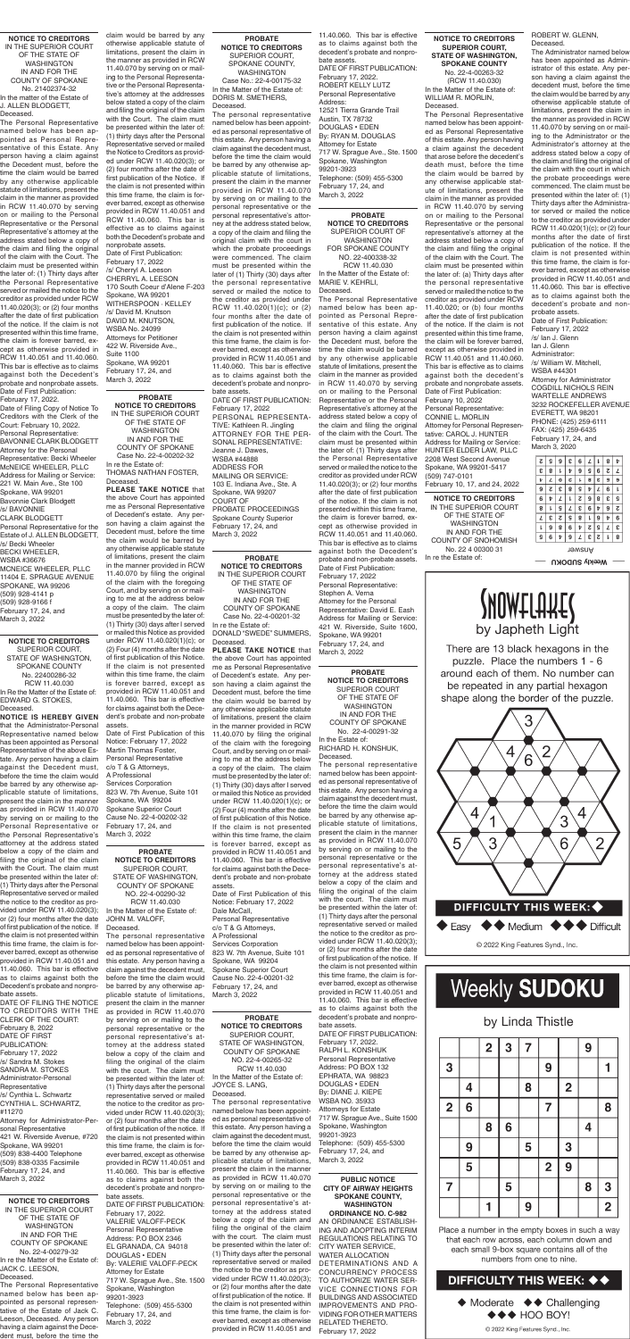**NOTICE TO CREDITORS**
IN THE SUPERIOR COURT OF THE STATE OF WASHINGTON IN AND FOR THE COUNTY OF SPOKANE
No. 21402374-32
In the matter of the Estate of J. ALLEN BLODGETT, Deceased.

The Personal Representative named below has been appointed as Personal Representative of this Estate. Any person having a claim against the Decedent must, before the time the claim would be barred by any otherwise applicable statute of limitations, present the claim in the manner as provided in RCW 11.40.070 by serving on or mailing to the Personal Representative or the Personal Representative's attorney at the address stated below a copy of the claim and filing the original of the claim with the Court. The claim must be presented within the later of: (1) Thirty days after the Personal Representative served or mailed the notice to the creditor as provided under RCW 11.40.020(3); or (2) four months after the date of first publication of the notice. If the claim is not presented within this time frame, the claim is forever barred, except as otherwise provided in RCW 11.40.051 and 11.40.060. This bar is effective as to claims against both the Decedent's probate and nonprobate assets.
Date of First Publication: February 17, 2022.
Date of Filing Copy of Notice To Creditors with the Clerk of the Court: February 10, 2022.
Personal Representative: BAVONNIE CLARK BLODGETT
Attorney for the Personal Representative: Becki Wheeler McNEICE WHEELER, PLLC
Address for Mailing or Service: 221 W. Main Ave., Ste 100 Spokane, WA 99201
Bavonnie Clark Blodgett
/s/ BAVONNIE CLARK BLODGETT
Personal Representative for the Estate of J. ALLEN BLODGETT,
/s/ Becki Wheeler
BECKI WHEELER, WSBA #38676
MCNEICE WHEELER, PLLC
11404 E. SPRAGUE AVENUE
SPOKANE, WA 99206
(509) 928-4141 p
(509) 928-9166 f
February 17, 24, and March 3, 2022

**NOTICE TO CREDITORS**
SUPERIOR COURT, STATE OF WASHINGTON, SPOKANE COUNTY
No. 22400286-32
RCW 11.40.030
In Re the Matter of the Estate of: EDWARD G. STOKES, Deceased.

**NOTICE IS HEREBY GIVEN** that the Administrator-Personal Representative named below has been appointed as Personal Representative of the above Estate. Any person having a claim against the Decedent must, before the time the claim would be barred by any otherwise applicable statute of limitations, present the claim in the manner as provided in RCW 11.40.070 by serving on or mailing to the Personal Representative or the Personal Representative's attorney at the address stated below a copy of the claim and filing the original of the claim with the Court. The claim must be presented within the later of: (1) Thirty days after the Personal Representative served or mailed the notice to the creditor as provided under RCW 11.40.020(3); or (2) four months after the date of first publication of the notice. If the claim is not presented within this time frame, the claim is forever barred, except as otherwise provided in RCW 11.40.051 and 11.40.060. This bar is effective as to claims against both the Decedent's probate and nonprobate assets.
DATE OF FILING THE NOTICE TO CREDITORS WITH THE CLERK OF THE COURT: February 8, 2022
DATE OF FIRST PUBLICATION: February 17, 2022
/s/ Sandra M. Stokes
SANDRA M. STOKES
Administrator-Personal Representative
/s/ Cynthia L. Schwartz
CYNTHIA L. SCHWARTZ, #11270
Attorney for Administrator-Personal Representative
421 W. Riverside Avenue, #720
Spokane, WA 99201
(509) 838-4400 Telephone
(509) 838-0335 Facsimile
February 17, 24, and March 3, 2022

**NOTICE TO CREDITORS**
IN THE SUPERIOR COURT OF THE STATE OF WASHINGTON IN AND FOR THE COUNTY OF SPOKANE
No. 22-4-00279-32
In re the Matter of the Estate of: JACK C. LEESON, Deceased.

The Personal Representative named below has been appointed as personal representative of the Estate of Jack C. Leeson, Deceased. Any person having a claim against the Decedent must, before the time the claim would be barred by any otherwise applicable statute of limitations, present the claim in the manner as provided in RCW 11.40.070 by serving on or mailing to the Personal Representative or the Personal Representative's attorney at the addresses below stated a copy of the claim and filing the original of the claim with the Court. The claim must be presented within the later of: (1) thirty days after the Personal Representative served or mailed the Notice to Creditors as provided under RCW 11.40.020(3); or (2) four months after the date of first publication of the Notice. If the claim is not presented within this time frame, the claim is forever barred, except as otherwise provided in RCW 11.40.051 and RCW 11.40.060. This bar is effective as to claims against both the Decedent's probate and nonprobate assets.
Date of First Publication: February 17, 2022
/s/ Cherryl A. Leeson
CHERRYL A. LEESON
170 South Coeur d'Alene F-203
Spokane, WA 99201
WITHERSPOON · KELLEY
/s/ David M. Knutson
DAVID M. KNUTSON, WSBA No. 24099
Attorneys for Petitioner
422 W. Riverside Ave., Suite 1100
Spokane, WA 99201
February 17, 24, and March 3, 2022

**PROBATE NOTICE TO CREDITORS**
IN THE SUPERIOR COURT OF THE STATE OF WASHINGTON IN AND FOR THE COUNTY OF SPOKANE
Case No. 22-4-00202-32
In re the Estate of: THOMAS NATHAN FOSTER, Deceased.

**PLEASE TAKE NOTICE** that the above Court has appointed me as Personal Representative of Decedent's estate. Any person having a claim against the Decedent must, before the time the claim would be barred by any otherwise applicable statute of limitations, present the claim in the manner provided in RCW 11.40.070 by filing the original of the claim with the foregoing Court, and by serving on or mailing to me at the address below a copy of the claim. The claim must be presented by the later of: (1) Thirty (30) days after I served or mailed this Notice as provided under RCW 11.40.020(1)(c); or (2) Four (4) months after the date of first publication of this Notice. If the claim is not presented within this time frame, the claim is forever barred, except as provided in RCW 11.40.051 and 11.40.060. This bar is effective for claims against both the Decedent's probate and non-probate assets.
Date of First Publication of this Notice: February 17, 2022
Martin Thomas Foster, Personal Representative
c/o T & G Attorneys, A Professional Services Corporation
823 W. 7th Avenue, Suite 101
Spokane, WA 99204
Spokane Superior Court Cause No. 22-4-00202-32
February 17, 24, and March 3, 2022

**PROBATE NOTICE TO CREDITORS**
SUPERIOR COURT, STATE OF WASHINGTON, COUNTY OF SPOKANE
NO. 22-4-00290-32
RCW 11.40.030
In the Matter of the Estate of: JOHN M. VALOFF, Deceased.

The personal representative named below has been appointed as personal representative of this estate. Any person having a claim against the decedent must, before the time the claim would be barred by any otherwise applicable statute of limitations, present the claim in the manner as provided in RCW 11.40.070 by serving on or mailing to the personal representative or the personal representative's attorney at the address stated below a copy of the claim and filing the original of the claim with the court. The claim must be presented within the later of: (1) Thirty days after the personal representative served or mailed the notice to the creditor as provided under RCW 11.40.020(3); or (2) four months after the date of first publication of the notice. If the claim is not presented within this time frame, the claim is forever barred, except as otherwise provided in RCW 11.40.051 and 11.40.060. This bar is effective as to claims against both the decedent's probate and nonprobate assets.
DATE OF FIRST PUBLICATION: February 17, 2022.
VALERIE VALOFF-PECK
Personal Representative
Address: P.O BOX 2346
EL GRANADA, CA 94018
DOUGLAS • EDEN
By: VALERIE VALOFF-PECK
Attorney for Estate
717 W. Sprague Ave., Ste. 1500
Spokane, Washington 99201-3923
Telephone: (509) 455-5300
February 17, 24, and March 3, 2022

**PROBATE NOTICE TO CREDITORS**
SUPERIOR COURT, SPOKANE COUNTY, WASHINGTON
Case No.: 22-4-00175-32
In the Matter of the Estate of: DORIS M. SMETHERS, Deceased.

The personal representative named below has been appointed as personal representative of this estate. Any person having a claim against the decedent must, before the time the claim would be barred by any otherwise applicable statute of limitations, present the claim in the manner as provided in RCW 11.40.070 by serving on or mailing to the personal representative or the personal representative's attorney at the address stated below, a copy of the claim and filing the original claim with the court in which the probate proceedings were commenced. The claim must be presented within the later of (1) Thirty (30) days after the personal representative served or mailed the notice to the creditor as provided under RCW 11.40.020(1)(c); or (2) four months after the date of first publication of the notice. If the claim is not presented within this time frame, the claim is forever barred, except as otherwise provided in RCW 11.40.051 and 11.40.060. This bar is effective as to claims against both the decedent's probate and nonprobate assets.
DATE OF FIRST PUBLICATION: February 17, 2022
PERSONAL REPRESENTATIVE: Kathleen R. Jingling
ATTORNEY FOR THE PERSONAL REPRESENTATIVE: Jeanne J. Dawes, WSBA #44888
ADDRESS FOR MAILING OR SERVICE: 103 E. Indiana Ave., Ste. A Spokane, WA 99207
COURT OF PROBATE PROCEEDINGS
Spokane County Superior
February 17, 24, and March 3, 2022

**PROBATE NOTICE TO CREDITORS**
IN THE SUPERIOR COURT OF THE STATE OF WASHINGTON IN AND FOR THE COUNTY OF SPOKANE
Case No. 22-4-00201-32
In re the Estate of: DONALD "SWEDE" SUMMERS, Deceased.

**PLEASE TAKE NOTICE** that the above Court has appointed me as Personal Representative of Decedent's estate. Any person having a claim against the Decedent must, before the time the claim would be barred by any otherwise applicable statute of limitations, present the claim in the manner provided in RCW 11.40.070 by filing the original of the claim with the foregoing Court, and by serving on or mailing to me at the address below a copy of the claim. The claim must be presented by the later of: (1) Thirty (30) days after I served or mailed this Notice as provided under RCW 11.40.020(1)(c); or (2) Four (4) months after the date of first publication of this Notice. If the claim is not presented within this time frame, the claim is forever barred, except as provided in RCW 11.40.051 and 11.40.060. This bar is effective for claims against both the Decedent's probate and non-probate assets.
Date of First Publication of this Notice: February 17, 2022
Dale McCall, Personal Representative
c/o T & G Attorneys, A Professional Services Corporation
823 W. 7th Avenue, Suite 101
Spokane, WA 99204
Spokane Superior Court Cause No. 22-4-00201-32
February 17, 24, and March 3, 2022

**PROBATE NOTICE TO CREDITORS**
SUPERIOR COURT, STATE OF WASHINGTON, COUNTY OF SPOKANE
NO. 22-4-00265-32
RCW 11.40.030
In the Matter of the Estate of: JOYCE S. LANG, Deceased.

The personal representative named below has been appointed as personal representative of this estate. Any person having a claim against the decedent must, before the time the claim would be barred by any otherwise applicable statute of limitations, present the claim in the manner as provided in RCW 11.40.070 by serving on or mailing to the personal representative or the personal representative's attorney at the address stated below a copy of the claim and filing the original of the claim with the court. The claim must be presented within the later of: (1) Thirty days after the personal representative served or mailed the notice to the creditor as provided under RCW 11.40.020(3); or (2) four months after the date of first publication of the notice. If the claim is not presented within this time frame, the claim is forever barred, except as otherwise provided in RCW 11.40.051 and 11.40.060. This bar is effective as to claims against both the decedent's probate and nonprobate assets.
DATE OF FIRST PUBLICATION: February 17, 2022.
ROBERT KELLY LUTZ
Personal Representative
Address: 12521 Tierra Grande Trail
Austin, TX 78732
DOUGLAS • EDEN
By: RYAN M. DOUGLAS
Attorney for Estate
717 W. Sprague Ave., Ste. 1500
Spokane, Washington 99201-3923
Telephone: (509) 455-5300
February 17, 24, and March 3, 2022

**PROBATE NOTICE TO CREDITORS**
SUPERIOR COURT OF WASHINGTON FOR SPOKANE COUNTY
NO. 22-400338-32
RCW 11.40.030
In the Matter of the Estate of: MARIE V. KEHRLI, Deceased.

The Personal Representative named below has been appointed as Personal Representative of this estate. Any person having a claim against the Decedent must, before the time the claim would be barred by any otherwise applicable statute of limitations, present the claim in the manner as provided in RCW 11.40.070 by serving on or mailing to the Personal Representative or the Personal Representative's attorney at the address stated below a copy of the claim and filing the original of the claim with the Court. The claim must be presented within the later of: (1) Thirty days after the Personal Representative served or mailed the notice to the creditor as provided under RCW 11.40.020(3); or (2) four months after the date of first publication of the notice. If the claim is not presented within this time frame, the claim is forever barred, except as otherwise provided in RCW 11.40.051 and 11.40.060. This bar is effective as to claims against both the Decedent's probate and nonprobate assets.
Date of First Publication: February 17, 2022
Personal Representative: Stephen A. Verna
Attorney for the Personal Representative: David E. Eash
Address for Mailing or Service: 421 W. Riverside, Suite 1600, Spokane, WA 99201
February 17, 24, and March 3, 2022

**PROBATE NOTICE TO CREDITORS**
SUPERIOR COURT OF THE STATE OF WASHINGTON IN AND FOR THE COUNTY OF SPOKANE
No. 22-4-00291-32
In the Estate of: RICHARD H. KONSHUK, Deceased.

The personal representative named below has been appointed as personal representative of this estate. Any person having a claim against the decedent must, before the time the claim would be barred by any otherwise applicable statute of limitations, present the claim in the manner as provided in RCW 11.40.070 by serving on or mailing to the personal representative or the personal representative's attorney at the address stated below a copy of the claim and filing the original of the claim with the court. The claim must be presented within the later of: (1) Thirty days after the personal representative served or mailed the notice to the creditor as provided under RCW 11.40.020(3); or (2) four months after the date of first publication of the notice. If the claim is not presented within this time frame, the claim is forever barred, except as otherwise provided in RCW 11.40.051 and 11.40.060. This bar is effective as to claims against both the decedent's probate and nonprobate assets.
DATE OF FIRST PUBLICATION: February 17, 2022.
RALPH L. KONSHUK
Personal Representative
Address: PO BOX 132
EPHRATA, WA 98823
DOUGLAS • EDEN
By: DIANE J. KIEPE
WSBA NO. 35933
Attorneys for Estate
717 W. Sprague Ave., Suite 1500
Spokane, Washington 99201-3923
Telephone: (509) 455-5300
February 17, 24, and March 3, 2022

**PUBLIC NOTICE CITY OF AIRWAY HEIGHTS SPOKANE COUNTY, WASHINGTON**
**ORDINANCE NO. C-982**
AN ORDINANCE ESTABLISHING AND ADOPTING INTERIM REGULATIONS RELATING TO CITY WATER SERVICE, WATER ALLOCATION DETERMINATIONS AND A CONCURRENCY PROCESS TO AUTHORIZE WATER SERVICE CONNECTIONS FOR BUILDINGS AND ASSOCIATED IMPROVEMENTS AND PROVIDING FOR OTHER MATTERS RELATED THERETO.
February 17, 2022

**NOTICE TO CREDITORS**
SUPERIOR COURT, STATE OF WASHINGTON, SPOKANE COUNTY
No. 22-4-00263-32
(RCW 11.40.030)
In the Matter of the Estate of: WILLIAM R. MORLIN, Deceased.

The Personal Representative named below has been appointed as Personal Representative of this estate. Any person having a claim against the decedent that arose before the decedent's death must, before the time the claim would be barred by any otherwise applicable statute of limitations, present the claim in the manner as provided in RCW 11.40.070 by serving on or mailing to the Personal Representative or the personal representative's attorney at the address stated below a copy of the claim and filing the original of the claim with the Court. The claim must be presented within the later of: (a) Thirty days after the personal representative served or mailed the notice to the creditor as provided under RCW 11.40.020; or (b) four months after the date of first publication of the notice. If the claim is not presented within this time frame, the claim will be forever barred, except as otherwise provided in RCW 11.40.051 and 11.40.060. This bar is effective as to claims against both the decedent's probate and nonprobate assets.
Date of First Publication: February 10, 2022
Personal Representative: CONNIE L. MORLIN
Attorney for Personal Representative: CAROL J. HUNTER
Address for Mailing or Service: HUNTER ELDER LAW, PLLC
2208 West Second Avenue
Spokane, WA 99201-5417
(509) 747-0101
February 10, 17, and 24, 2022

**NOTICE TO CREDITORS**
IN THE SUPERIOR COURT OF THE STATE OF WASHINGTON IN AND FOR THE COUNTY OF SNOHOMISH
No. 22 4 00300 31
In re the Estate of: ROBERT W. GLENN, Deceased.

The Administrator named below has been appointed as Administrator of this estate. Any person having a claim against the decedent must, before the time the claim would be barred by any otherwise applicable statute of limitations, present the claim in the manner as provided in RCW 11.40.070 by serving on or mailing to the Administrator or the Administrator's attorney at the address stated below a copy of the claim and filing the original of the claim with the court in which the probate proceedings were commenced. The claim must be presented within the later of: (1) Thirty days after the Administrator served or mailed the notice to the creditor as provided under RCW 11.40.020(1)(c); or (2) four months after the date of first publication of the notice. If the claim is not presented within this time frame, the claim is forever barred, except as otherwise provided in RCW 11.40.051 and 11.40.060. This bar is effective as to claims against both the decedent's probate and nonprobate assets.
Date of First Publication: February 17, 2022
/s/ Ian J. Glenn
Ian J. Glenn
Administrator:
/s/ William W. Mitchell, WSBA #44301
Attorney for Administrator
COGDILL NICHOLS REIN WARTELLE ANDREWS
3232 ROCKEFELLER AVENUE
EVERETT, WA 98201
PHONE: (425) 259-6111
FAX: (425) 259-6435
February 17, 24, and March 3, 2020

# SNOWFLAKES
by Japheth Light

There are 13 black hexagons in the puzzle. Place the numbers 1 - 6 around each of them. No number can be repeated in any partial hexagon shape along the border of the puzzle.

DIFFICULTY THIS WEEK: ◆
◆ Easy ◆◆ Medium ◆◆◆ Difficult
© 2022 King Features Synd., Inc.

# Weekly SUDOKU
by Linda Thistle

| | | | | | | | | |
|---|---|---|---|---|---|---|---|---|
| | | 2 | 3 | 7 | | | 9 | |
| 3 | | | | | 9 | | | 1 |
| | 4 | | | 8 | | 2 | | |
| 2 | 6 | | | | 7 | | | 8 |
| | | 8 | 6 | | | | 4 | |
| | 9 | | | 5 | | | 3 | |
| | 5 | | | | 2 | 9 | | |
| 7 | | | 5 | | | | 8 | 3 |
| | | 1 | | 9 | | | | 2 |

Place a number in the empty boxes in such a way that each row across, each column down and each small 9-box square contains all of the numbers from one to nine.

DIFFICULTY THIS WEEK: ◆◆
◆ Moderate ◆◆ Challenging ◆◆◆ HOO BOY!
© 2022 King Features Synd., Inc.

— Weekly SUDOKU — Answer

| | | | | | | | | |
|---|---|---|---|---|---|---|---|---|
| 4 | 8 | 1 | 7 | 9 | 3 | 6 | 5 | 2 |
| 7 | 2 | 6 | 1 | 8 | 5 | 9 | 3 | 8 |
| 6 | 4 | 9 | 8 | 2 | 3 | 7 | 1 | 5 |
| 8 | 1 | 7 | 3 | 2 | 6 | 4 | 5 | 9 |
| 2 | 8 | 9 | 5 | 1 | 4 | 7 | 3 | 6 |
| 3 | 5 | 6 | 9 | 7 | 3 | 8 | 4 | 1 |
| 9 | 9 | 3 | 1 | 6 | 5 | 8 | 7 | 4 |
| 8 | 3 | 4 | 5 | 7 | 3 | 9 | 6 | 2 |
| 7 | 1 | 5 | 3 | 8 | 9 | 2 | 6 | 5 |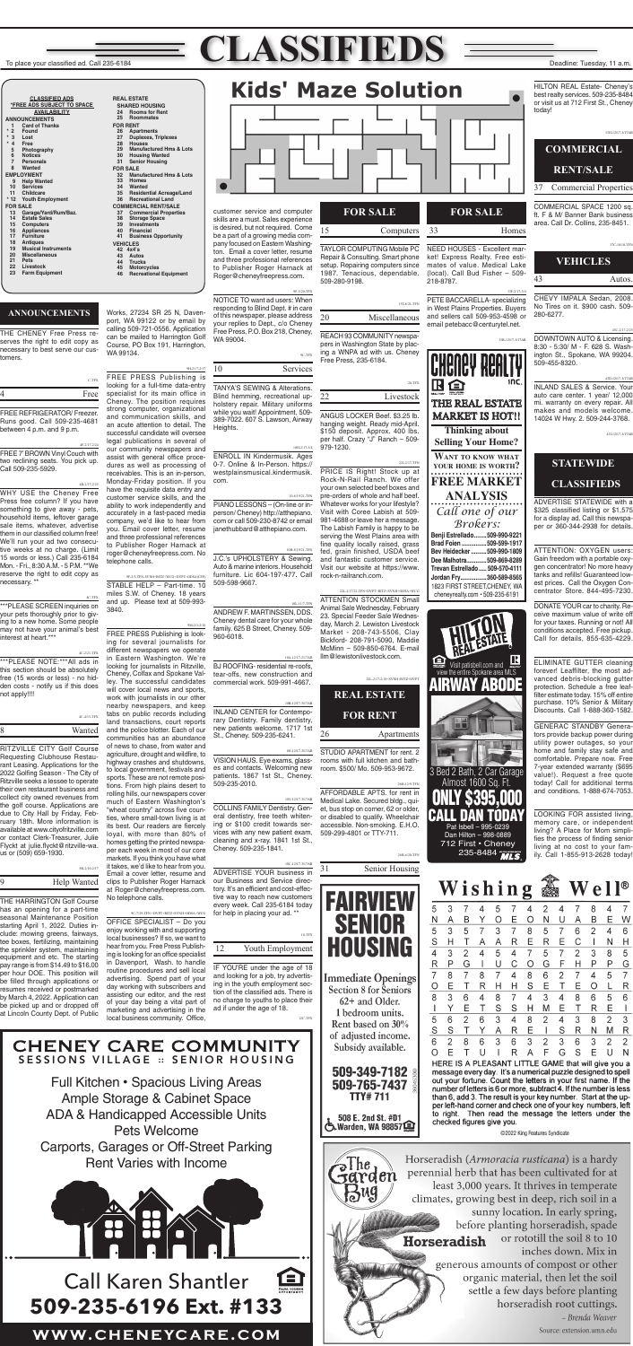# CLASSIFIEDS

To place your classified ad. Call 235-6184 — Deadline: Tuesday, 11 a.m.

**CLASSIFIED ADS**
***FREE ADS SUBJECT TO SPACE AVAILABILITY**

**ANNOUNCEMENTS**
- 1 Card of Thanks
- * 2 Found
- * 3 Lost
- * 4 Free
- 5 Photography
- 6 Notices
- 7 Personals
- 8 Wanted

**EMPLOYMENT**
- 9 Help Wanted
- 10 Services
- 11 Childcare
- * 12 Youth Employment

**FOR SALE**
- 13 Garage/Yard/Rum/Baz.
- 14 Estate Sales
- 15 Computers
- 16 Appliances
- 17 Furniture
- 18 Antiques
- 19 Musical Instruments
- 20 Miscellaneous
- 21 Pets
- 22 Livestock
- 23 Farm Equipment

**REAL ESTATE**
**SHARED HOUSING**
- 24 Rooms for Rent
- 25 Roommates

**FOR RENT**
- 26 Apartments
- 27 Duplexes, Triplexes
- 28 Houses
- 29 Manufactured Hms & Lots
- 30 Housing Wanted
- 31 Senior Housing

**FOR SALE**
- 32 Manufactured Hms & Lots
- 33 Homes
- 34 Wanted
- 35 Residential Acreage/Land
- 36 Recreational Land

**COMMERCIAL RENT/SALE**
- 37 Commercial Properties
- 38 Storage Space
- 39 Investments
- 40 Financial
- 41 Business Opportunity

**VEHICLES**
- 42 4x4's
- 43 Autos
- 44 Trucks
- 45 Motorcycles
- 46 Recreational Equipment

## ANNOUNCEMENTS

THE CHENEY Free Press reserves the right to edit copy as necessary to best serve our customers.

### 4 Free

FREE REFRIGERATOR/ Freezer. Runs good. Call 509-235-4681 between 4 p.m. and 9 p.m.

FREE 7' BROWN Vinyl Couch with two reclining seats. You pick up. Call 509-235-5929.

WHY USE the Cheney Free Press free column? If you have something to give away - pets, household items, leftover garage sale items, whatever, advertise them in our classified column free! We'll run your ad two consecutive weeks at no charge. (Limit 15 words or less.) Call 235-6184 Mon. - Fri., 8:30 A.M. - 5 P.M. **We reserve the right to edit copy as necessary. **

***PLEASE SCREEN inquiries on your pets thoroughly prior to giving to a new home. Some people may not have your animal's best interest at heart.***

***PLEASE NOTE:***All ads in this section should be absolutely free (15 words or less) - no hidden costs - notify us if this does not apply!!!!

### 8 Wanted

RITZVILLE CITY Golf Course Requesting Clubhouse Restaurant Leasing. Applications for the 2022 Golfing Season - The City of Ritzville seeks a lessee to operate their own restaurant business and collect city owned revenues from the golf course. Applications are due to City Hall by Friday, February 18th. More information is available at www.cityofritzville.com or contact Clerk-Treasurer, Julie Flyckt at julie.flyckt@ritzville-wa.us or (509) 659-1930.

### 9 Help Wanted

THE HARRINGTON Golf Course has an opening for a part-time seasonal Maintenance Position starting April 1, 2022. Duties include: mowing greens, fairways, tee boxes, fertilizing, maintaining the sprinkler system, maintaining equipment and etc. The starting pay range is from $14.49 to $16.00 per hour DOE. This position will be filled through applications or resumes received or postmarked by March 4, 2022. Application can be picked up and or dropped off at Lincoln County Depot in Public Works, 27234 SR 25 N, Davenport, WA 99122 or by email by calling 509-721-0556. Application can be mailed to Harrington Golf Course, PO Box 191, Harrington, WA 99134.

FREE PRESS Publishing is looking for a full-time data-entry specialist for its main office in Cheney. The position requires strong computer, organizational and communication skills, and an acute attention to detail. The successful candidate will oversee legal publications in several of our community newspapers and assist with general office procedures as well as processing of receivables. This is an in-person, Monday-Friday position. If you have the requisite data entry and customer service skills, and the ability to work independently and accurately in a fast-paced media company, we'd like to hear from you. Email cover letter, resume and three professional references to Publisher Roger Harnack at roger@cheneyfreepress.com. No telephone calls.

STABLE HELP – Part-time. 10 miles S.W. of Cheney. 18 years and up. Please text at 509-993-3840.

FREE PRESS Publishing is looking for several journalists for different newspapers we operate in Eastern Washington. We're looking for journalists in Ritzville, Cheney, Colfax and Spokane Valley. The successful candidates will cover local news and sports, work with journalists in our other nearby newspapers, and keep tabs on public records including land transactions, court reports and the police blotter. Each of our communities has an abundance of news to chase, from water and agriculture, drought and wildfire, to highway crashes and shutdowns, to local government, festivals and sports. These are not remote positions. From high plains desert to rolling hills, our newspapers cover much of Eastern Washington's "wheat country" across five counties, where small-town living is at its best. Our readers are fiercely loyal, with more than 80% of homes getting the printed newspaper each week in most of our core markets. If you think you have what it takes, we'd like to hear from you. Email a cover letter, resume and clips to Publisher Roger Harnack at Roger@cheneyfreepress.com. No telephone calls.

OFFICE SPECIALIST – Do you enjoy working with and supporting local businesses? If so, we want to hear from you. Free Press Publishing is looking for an office specialist in Davenport, Wash. to handle routine procedures and sell local advertising. Spend part of your day working with subscribers and assisting our editor, and the rest of your day being a vital part of marketing and advertising in the local business community. Office, customer service and computer skills are a must. Sales experience is desired, but not required. Come be a part of a growing media company focused on Eastern Washington. Email a cover letter, resume and three professional references to Publisher Roger Harnack at Roger@cheneyfreepress.com.

NOTICE TO want ad users: When responding to Blind Dept. # in care of this newspaper, please address your replies to Dept., c/o Cheney Free Press, P.O. Box 218, Cheney, WA 99004.

### 10 Services

TANYA'S SEWING & Alterations. Blind hemming, recreational upholstery repair. Military uniforms while you wait! Appointment, 509-389-7022. 607 S. Lawson, Airway Heights.

ENROLL IN Kindermusik. Ages 0-7. Online & In-Person. https://westplainsmusical.kindermusik.com.

PIANO LESSONS – (On-line or in-person/ Cheney) http://atthepiano.com or call 509-230-8742 or email janethubbard@atthepiano.com.

J.C.'s UPHOLSTERY & Sewing. Auto & marine interiors. Household furniture. Lic. 604-197-477. Call 509-598-9667.

ANDREW F. MARTINSSEN, DDS. Cheney dental care for your whole family. 625 B Street, Cheney. 509-960-6018.

BJ ROOFING- residential re-roofs, tear-offs, new construction and commercial work. 509-991-4667.

INLAND CENTER for Contemporary Dentistry. Family dentistry, new patients welcome. 1717 1st St., Cheney. 509-235-6241.

VISION HAUS. Eye exams, glasses and contacts. Welcoming new patients. 1867 1st St., Cheney. 509-235-2010.

COLLINS FAMILY Dentistry. General dentistry, free teeth whitening or $100 credit towards services with any new patient exam, cleaning and x-ray. 1841 1st St., Cheney. 509-235-1841.

ADVERTISE YOUR business in our Business and Service directory. It's an efficient and cost-effective way to reach new customers every week. Call 235-6184 today for help in placing your ad. **

### 12 Youth Employment

IF YOU'RE under the age of 18 and looking for a job, try advertising in the youth employment section of the classified ads. There is no charge to youths to place their ad if under the age of 18.

## CHENEY CARE COMMUNITY
**SESSIONS VILLAGE :: SENIOR HOUSING**

Full Kitchen • Spacious Living Areas
Ample Storage & Cabinet Space
ADA & Handicapped Accessible Units
Pets Welcome
Carports, Garages or Off-Street Parking
Rent Varies with Income

Call Karen Shantler
**509-235-6196 Ext. #133**

**WWW.CHENEYCARE.COM**

## Kids' Maze Solution

## FOR SALE

### 15 Computers

TAYLOR COMPUTING Mobile PC Repair & Consulting. Smart phone setup. Repairing computers since 1987. Tenacious, dependable. 509-280-9198.

### 20 Miscellaneous

REACH 93 COMMUNITY newspapers in Washington State by placing a WNPA ad with us. Cheney Free Press, 235-6184.

### 22 Livestock

ANGUS LOCKER Beef. $3.25 lb. hanging weight. Ready mid-April. $150 deposit. Approx. 400 lbs. per half. Crazy "J" Ranch – 509-979-1230.

PRICE IS Right! Stock up at Rock-N-Rail Ranch. We offer your own selected beef boxes and pre-orders of whole and half beef. Whatever works for your lifestyle? Visit with Coree Labish at 509-981-4688 or leave her a message. The Labish Family is happy to be serving the West Plains area with fine quality locally raised, grass fed, grain finished, USDA beef and fantastic customer service. Visit our website at https://www.rock-n-railranch.com.

ATTENTION STOCKMEN Small Animal Sale Wednesday, February 23. Special Feeder Sale Wednesday, March 2. Lewiston Livestock Market - 208-743-5506, Clay Bickford- 208-791-5090, Maddie McMinn – 509-850-6764. E-mail llm@lewistonlivestock.com.

## REAL ESTATE

## FOR RENT

### 26 Apartments

STUDIO APARTMENT for rent. 2 rooms with full kitchen and bathroom. $500/ Mo. 509-953-9672.

AFFORDABLE APTS. for rent in Medical Lake. Secured bldg., quiet, bus stop on corner, 62 or older, or disabled to qualify. Wheelchair accessible. Non-smoking. E.H.O. 509-299-4801 or TTY-711.

### 31 Senior Housing

**FAIRVIEW SENIOR HOUSING**

Immediate Openings
Section 8 for Seniors
62+ and Older.
1 bedroom units.
Rent based on 30% of adjusted income.
Subsidy available.

**509-349-7182**
**509-765-7437**
**TTY# 711**

508 E. 2nd St. #D1
Warden, WA 98857

## FOR SALE

### 33 Homes

NEED HOUSES - Excellent market! Express Realty. Free estimates of value. Medical Lake (local). Call Bud Fisher – 509-218-8787.

PETE BACCARELLA- specializing in West Plains Properties. Buyers and sellers call 509-953-4598 or email petebacc@centurytel.net.

**CHENEY REALTY INC.**

**THE REAL ESTATE MARKET IS HOT!!**

**Thinking about Selling Your Home?**

**WANT TO KNOW WHAT YOUR HOME IS WORTH?**

**FREE MARKET ANALYSIS**

*Call one of our Brokers:*

- Benji Estrellado........509-990-9221
- Brad Folen ..............509-599-1917
- Bev Heidecker ..........509-990-1809
- Dee Malhotra.............509-869-8289
- Trevan Estrellado.....509-570-4111
- Jordan Fry..................360-589-8565

1823 FIRST STREET,CHENEY, WA
cheneyrealty.com • 509-235-6191

**HILTON REAL ESTATE**
Visit pattisell.com and view the entire Spokane area MLS
**AIRWAY ABODE**

3 Bed 2 Bath, 2 Car Garage
Almost 1600 Sq. Ft.

**ONLY $395,000**

**CALL DAN TODAY**
Pat Isbell – 995-0239
Dan Hilton – 998-0889
712 First • Cheney
235-8484

HILTON REAL Estate- Cheney's best realty services. 509-235-8484 or visit us at 712 First St., Cheney today!

## COMMERCIAL RENT/SALE

### 37 Commercial Properties

COMMERCIAL SPACE 1200 sq. ft. F & M/ Banner Bank business area. Call Dr. Collins, 235-8451.

## VEHICLES

### 43 Autos.

CHEVY IMPALA Sedan, 2008. No Tires on it. $900 cash. 509-280-6277.

DOWNTOWN AUTO & Licensing. 8:30 - 5:30/ M - F. 628 S. Washington St., Spokane, WA 99204. 509-455-8320.

INLAND SALES & Service. Your auto care center. 1 year/ 12,000 mi. warranty on every repair. All makes and models welcome. 14024 W Hwy. 2. 509-244-3768.

## STATEWIDE CLASSIFIEDS

ADVERTISE STATEWIDE with a $325 classified listing or $1,575 for a display ad. Call this newspaper or 360-344-2938 for details.

ATTENTION: OXYGEN users: Gain freedom with a portable oxygen concentrator! No more heavy tanks and refills! Guaranteed lowest prices. Call the Oxygen Concentrator Store. 844-495-7230.

DONATE YOUR car to charity. Receive maximum value of write off for your taxes. Running or not! All conditions accepted. Free pickup. Call for details, 855-635-4229.

ELIMINATE GUTTER cleaning forever! Leaffilter, the most advanced debris-blocking gutter protection. Schedule a free leaffilter estimate today. 15% off entire purchase. 10% Senior & Military Discounts. Call 1-888-360-1582.

GENERAC STANDBY Generators provide backup power during utility power outages, so your home and family stay safe and comfortable. Prepare now. Free 7-year extended warranty ($695 value!). Request a free quote today! Call for additional terms and conditions. 1-888-674-7053.

LOOKING FOR assisted living, memory care, or independent living? A Place for Mom simplifies the process of finding senior living at no cost to your family. Call 1-855-913-2628 today!

## Wishing Well®

| | | | | | | | | | | | | |
|---|---|---|---|---|---|---|---|---|---|---|---|---|
| 5 | 3 | 7 | 4 | 5 | 7 | 4 | 2 | 4 | 7 | 8 | 4 | 7 |
| N | A | B | Y | O | E | O | N | U | A | B | E | W |
| 5 | 3 | 5 | 7 | 3 | 7 | 8 | 5 | 7 | 6 | 2 | 4 | 6 |
| S | H | T | A | A | R | E | R | E | C | I | N | H |
| 4 | 3 | 2 | 4 | 5 | 4 | 7 | 5 | 7 | 2 | 3 | 8 | 5 |
| R | P | G | I | U | C | O | G | F | H | P | P | G |
| 7 | 8 | 7 | 8 | 7 | 4 | 8 | 6 | 2 | 7 | 4 | 5 | 7 |
| O | E | T | R | H | H | S | E | T | E | O | L | R |
| 8 | 3 | 6 | 4 | 8 | 7 | 4 | 3 | 4 | 8 | 6 | 5 | 6 |
| I | Y | E | T | S | S | H | M | E | T | R | E | I |
| 5 | 6 | 2 | 6 | 3 | 4 | 8 | 2 | 4 | 3 | 8 | 2 | 3 |
| S | S | T | Y | A | R | E | I | S | R | N | M | R |
| 6 | 2 | 8 | 6 | 3 | 6 | 3 | 2 | 3 | 6 | 3 | 2 | 2 |
| O | E | T | U | I | R | A | F | G | S | E | U | N |

HERE IS A PLEASANT LITTLE GAME that will give you a message every day. It's a numerical puzzle designed to spell out your fortune. Count the letters in your first name. If the number of letters is 6 or more, subtract 4. If the number is less than 6, add 3. The result is your key number. Start at the upper left-hand corner and check one of your key numbers, left to right. Then read the message the letters under the checked figures give you.

©2022 King Features Syndicate

**The Garden Bug**

**Horseradish**

Horseradish (*Armoracia rusticana*) is a hardy perennial herb that has been cultivated for at least 3,000 years. It thrives in temperate climates, growing best in deep, rich soil in a sunny location. In early spring, before planting horseradish, spade or rototill the soil 8 to 10 inches down. Mix in generous amounts of compost or other organic material, then let the soil settle a few days before planting horseradish root cuttings.

*– Brenda Weaver*
Source: extension.umn.edu